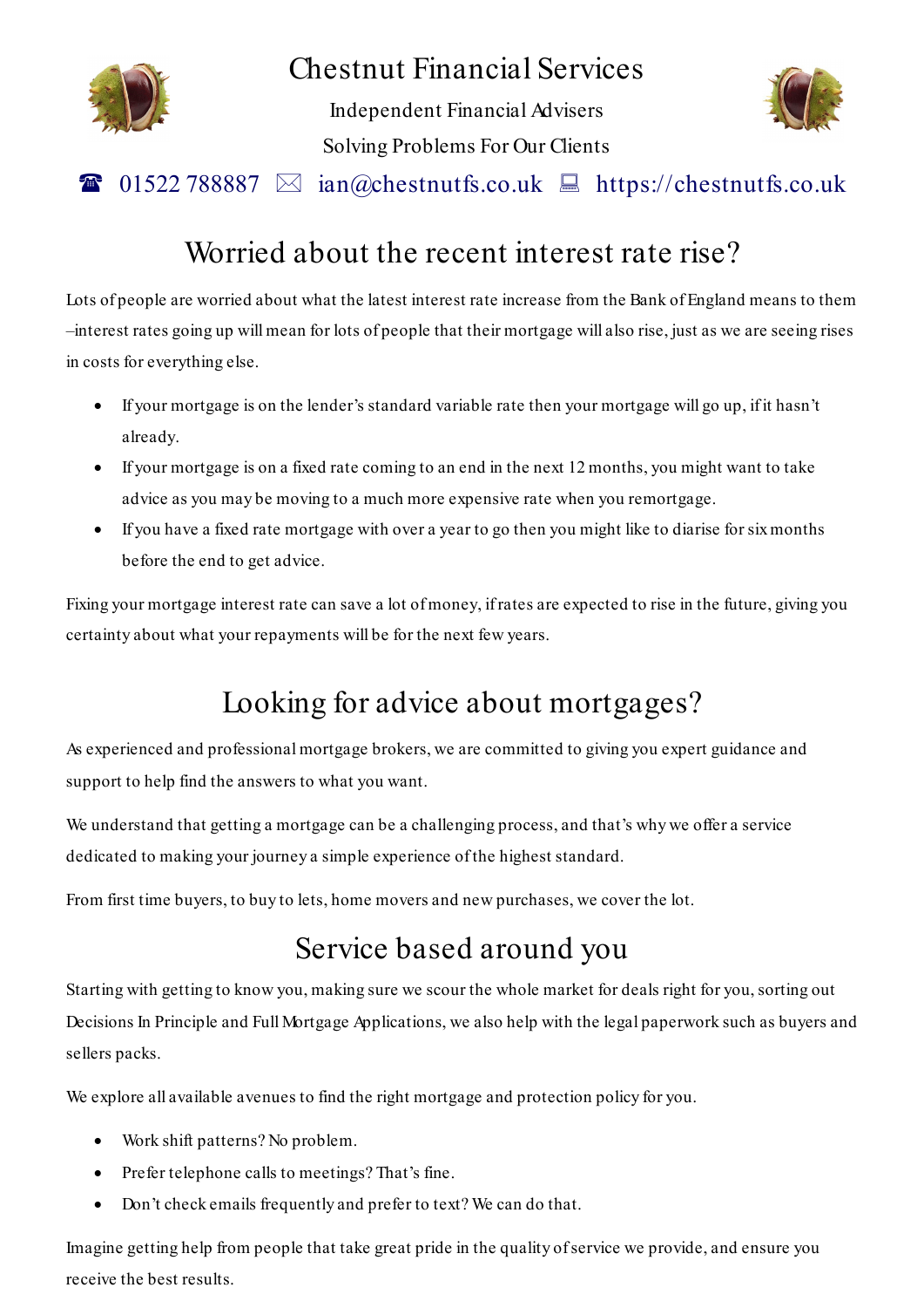# Chestnut Financial Services

Independent Financial Advisers

Solving Problems For Our Clients

☎ 01522 788887 ✉ ian@chestnutfs.co.uk 💻 https://chestnutfs.co.uk

## Worried about the recent interest rate rise?

Lots of people are worried about what the latest interest rate increase from the Bank of England means to them –interest rates going up will mean for lots of people that their mortgage will also rise, just as we are seeing rises in costs for everything else.

- If your mortgage is on the lender's standard variable rate then your mortgage will go up, if it hasn't already.
- If your mortgage is on a fixed rate coming to an end in the next 12 months, you might want to take advice as you may be moving to a much more expensive rate when you remortgage.
- If you have a fixed rate mortgage with over a year to go then you might like to diarise for six months before the end to get advice.

Fixing your mortgage interest rate can save a lot of money, if rates are expected to rise in the future, giving you certainty about what your repayments will be for the next few years.

## Looking for advice about mortgages?

As experienced and professional mortgage brokers, we are committed to giving you expert guidance and support to help find the answers to what you want.

We understand that getting a mortgage can be a challenging process, and that's why we offer a service dedicated to making your journey a simple experience of the highest standard.

From first time buyers, to buy to lets, home movers and new purchases, we cover the lot.

## Service based around you

Starting with getting to know you, making sure we scour the whole market for deals right for you, sorting out Decisions In Principle and Full Mortgage Applications, we also help with the legal paperwork such as buyers and sellers packs.

We explore all available avenues to find the right mortgage and protection policy for you.

- Work shift patterns? No problem.
- Prefer telephone calls to meetings? That's fine.
- Don't check emails frequently and prefer to text? We can do that.

Imagine getting help from people that take great pride in the quality of service we provide, and ensure you receive the best results.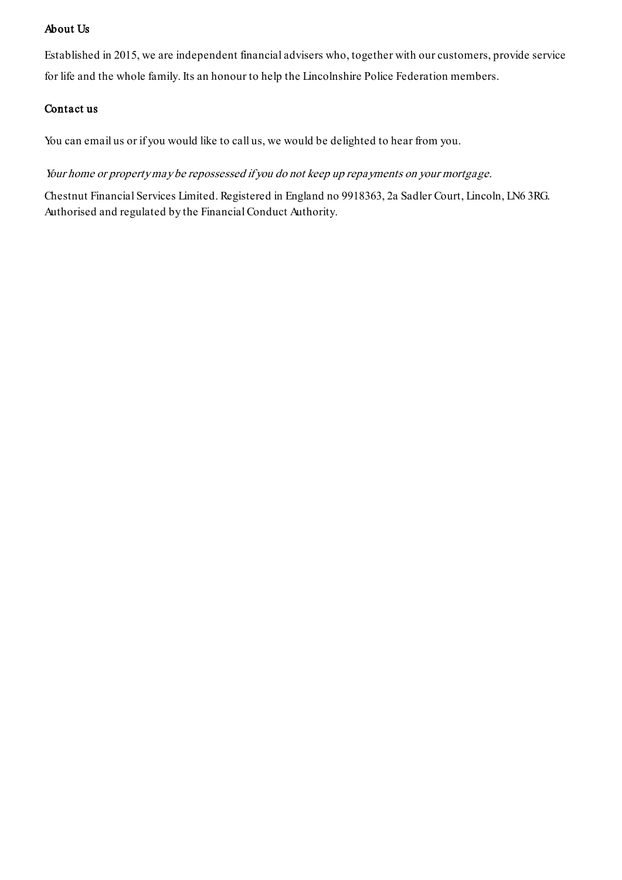## About Us

Established in 2015, we are independent financial advisers who, together with our customers, provide service for life and the whole family. Its an honour to help the Lincolnshire Police Federation members.

## Contact us

You can email us or if you would like to call us, we would be delighted to hear from you.

*Your home or property may be repossessed if you do not keep up repayments on your mortgage.*

Chestnut Financial Services Limited. Registered in England no 9918363, 2a Sadler Court, Lincoln, LN6 3RG. Authorised and regulated by the Financial Conduct Authority.